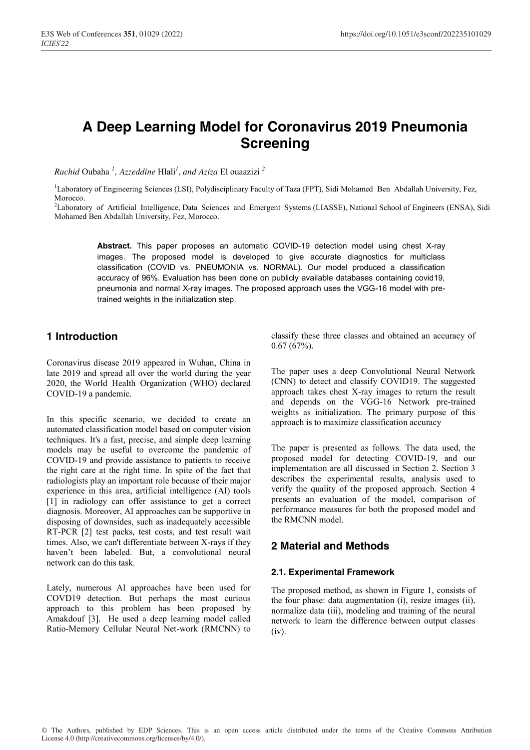# A Deep Learning Model for Coronavirus 2019 Pneumonia Screening

*Rachid* Oubaha [1], *Azzeddine* Hlali[1], *and Aziza* El ouaazizi [2]

[1]Laboratory of Engineering Sciences (LSI), Polydisciplinary Faculty of Taza (FPT), Sidi Mohamed Ben Abdallah University, Fez, Morocco.

[2]Laboratory of Artificial Intelligence, Data Sciences and Emergent Systems (LIASSE), National School of Engineers (ENSA), Sidi Mohamed Ben Abdallah University, Fez, Morocco.

**Abstract.** This paper proposes an automatic COVID-19 detection model using chest X-ray images. The proposed model is developed to give accurate diagnostics for multiclass classification (COVID vs. PNEUMONIA vs. NORMAL). Our model produced a classification accuracy of 96%. Evaluation has been done on publicly available databases containing covid19, pneumonia and normal X-ray images. The proposed approach uses the VGG-16 model with pre-trained weights in the initialization step.

## 1 Introduction

Coronavirus disease 2019 appeared in Wuhan, China in late 2019 and spread all over the world during the year 2020, the World Health Organization (WHO) declared COVID-19 a pandemic.

In this specific scenario, we decided to create an automated classification model based on computer vision techniques. It's a fast, precise, and simple deep learning models may be useful to overcome the pandemic of COVID-19 and provide assistance to patients to receive the right care at the right time. In spite of the fact that radiologists play an important role because of their major experience in this area, artificial intelligence (AI) tools [1] in radiology can offer assistance to get a correct diagnosis. Moreover, AI approaches can be supportive in disposing of downsides, such as inadequately accessible RT-PCR [2] test packs, test costs, and test result wait times. Also, we can't differentiate between X-rays if they haven't been labeled. But, a convolutional neural network can do this task.

Lately, numerous AI approaches have been used for COVD19 detection. But perhaps the most curious approach to this problem has been proposed by Amakdouf [3]. He used a deep learning model called Ratio-Memory Cellular Neural Net-work (RMCNN) to classify these three classes and obtained an accuracy of 0.67 (67%).

The paper uses a deep Convolutional Neural Network (CNN) to detect and classify COVID19. The suggested approach takes chest X-ray images to return the result and depends on the VGG-16 Network pre-trained weights as initialization. The primary purpose of this approach is to maximize classification accuracy

The paper is presented as follows. The data used, the proposed model for detecting COVID-19, and our implementation are all discussed in Section 2. Section 3 describes the experimental results, analysis used to verify the quality of the proposed approach. Section 4 presents an evaluation of the model, comparison of performance measures for both the proposed model and the RMCNN model.

## 2 Material and Methods

### 2.1. Experimental Framework

The proposed method, as shown in Figure 1, consists of the four phase: data augmentation (i), resize images (ii), normalize data (iii), modeling and training of the neural network to learn the difference between output classes (iv).

© The Authors, published by EDP Sciences. This is an open access article distributed under the terms of the Creative Commons Attribution License 4.0 (http://creativecommons.org/licenses/by/4.0/).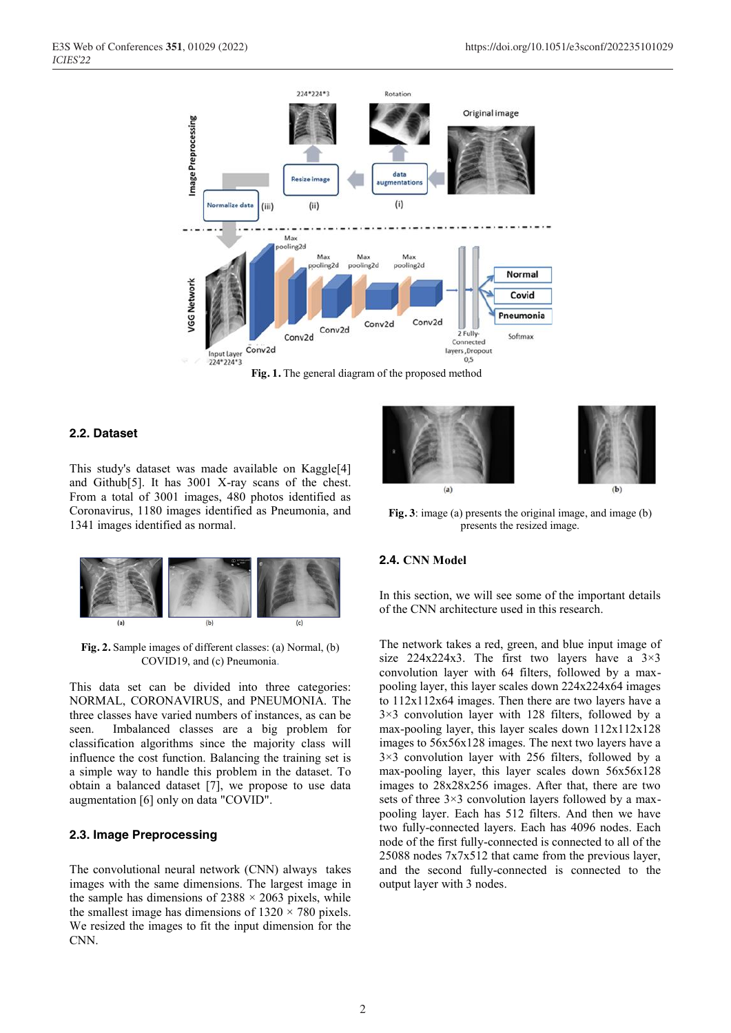Fig. 1. The general diagram of the proposed method

## 2.2. Dataset

This study's dataset was made available on Kaggle[4] and Github[5]. It has 3001 X-ray scans of the chest. From a total of 3001 images, 480 photos identified as Coronavirus, 1180 images identified as Pneumonia, and 1341 images identified as normal.

Fig. 2. Sample images of different classes: (a) Normal, (b) COVID19, and (c) Pneumonia.

This data set can be divided into three categories: NORMAL, CORONAVIRUS, and PNEUMONIA. The three classes have varied numbers of instances, as can be seen. Imbalanced classes are a big problem for classification algorithms since the majority class will influence the cost function. Balancing the training set is a simple way to handle this problem in the dataset. To obtain a balanced dataset [7], we propose to use data augmentation [6] only on data "COVID".

## 2.3. Image Preprocessing

The convolutional neural network (CNN) always takes images with the same dimensions. The largest image in the sample has dimensions of 2388 × 2063 pixels, while the smallest image has dimensions of 1320 × 780 pixels. We resized the images to fit the input dimension for the CNN.

Fig. 3: image (a) presents the original image, and image (b) presents the resized image.

## 2.4. CNN Model

In this section, we will see some of the important details of the CNN architecture used in this research.

The network takes a red, green, and blue input image of size 224x224x3. The first two layers have a 3×3 convolution layer with 64 filters, followed by a max-pooling layer, this layer scales down 224x224x64 images to 112x112x64 images. Then there are two layers have a 3×3 convolution layer with 128 filters, followed by a max-pooling layer, this layer scales down 112x112x128 images to 56x56x128 images. The next two layers have a 3×3 convolution layer with 256 filters, followed by a max-pooling layer, this layer scales down 56x56x128 images to 28x28x256 images. After that, there are two sets of three 3×3 convolution layers followed by a max-pooling layer. Each has 512 filters. And then we have two fully-connected layers. Each has 4096 nodes. Each node of the first fully-connected is connected to all of the 25088 nodes 7x7x512 that came from the previous layer, and the second fully-connected is connected to the output layer with 3 nodes.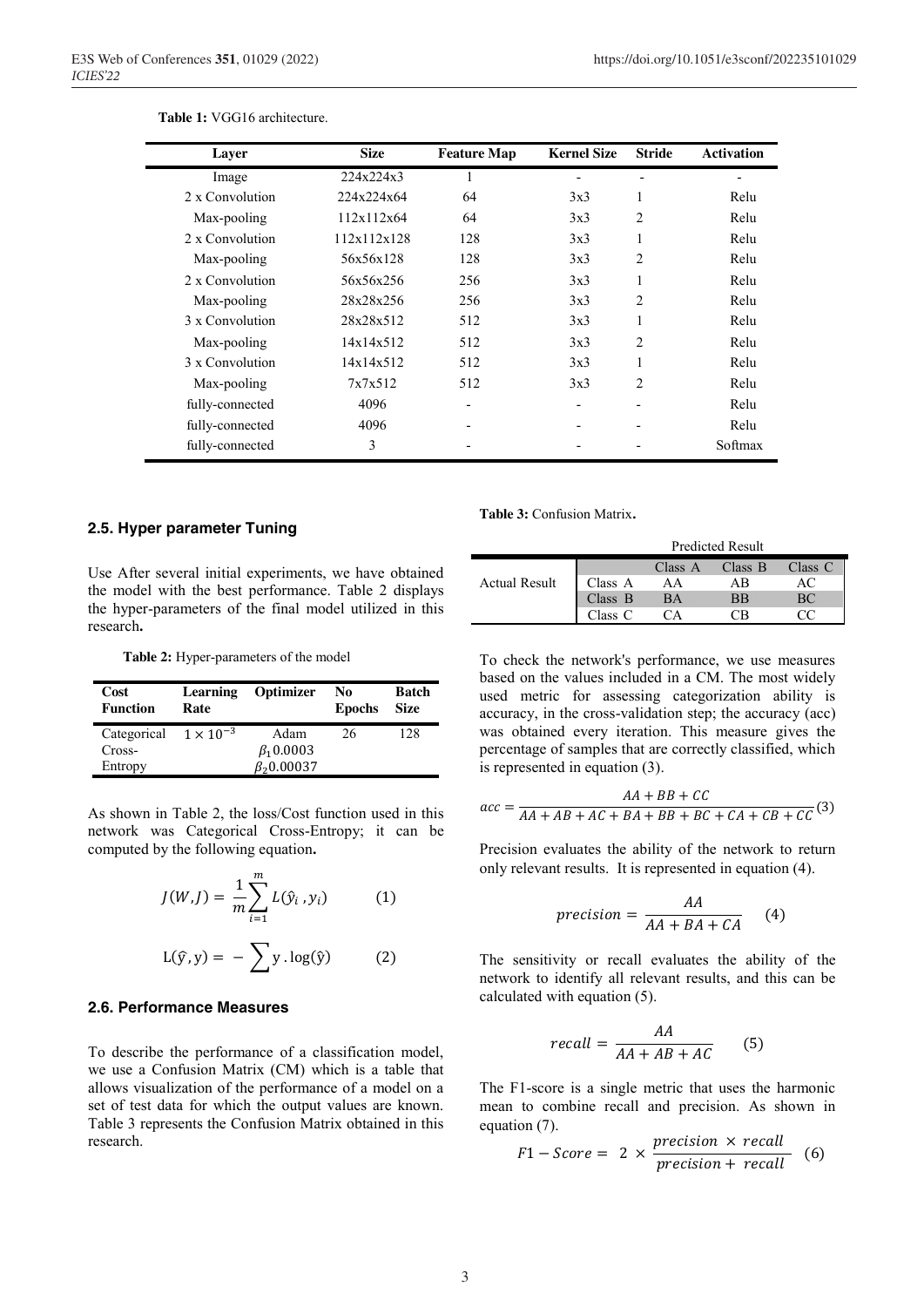**Table 1:** VGG16 architecture.

| Layer | Size | Feature Map | Kernel Size | Stride | Activation |
|---|---|---|---|---|---|
| Image | 224x224x3 | 1 | - | - | - |
| 2 x Convolution | 224x224x64 | 64 | 3x3 | 1 | Relu |
| Max-pooling | 112x112x64 | 64 | 3x3 | 2 | Relu |
| 2 x Convolution | 112x112x128 | 128 | 3x3 | 1 | Relu |
| Max-pooling | 56x56x128 | 128 | 3x3 | 2 | Relu |
| 2 x Convolution | 56x56x256 | 256 | 3x3 | 1 | Relu |
| Max-pooling | 28x28x256 | 256 | 3x3 | 2 | Relu |
| 3 x Convolution | 28x28x512 | 512 | 3x3 | 1 | Relu |
| Max-pooling | 14x14x512 | 512 | 3x3 | 2 | Relu |
| 3 x Convolution | 14x14x512 | 512 | 3x3 | 1 | Relu |
| Max-pooling | 7x7x512 | 512 | 3x3 | 2 | Relu |
| fully-connected | 4096 | - | - | - | Relu |
| fully-connected | 4096 | - | - | - | Relu |
| fully-connected | 3 | - | - | - | Softmax |

### 2.5. Hyper parameter Tuning

Use After several initial experiments, we have obtained the model with the best performance. Table 2 displays the hyper-parameters of the final model utilized in this research**.**

**Table 2:** Hyper-parameters of the model

| Cost Function | Learning Rate | Optimizer | No Epochs | Batch Size |
|---|---|---|---|---|
| Categorical Cross-Entropy | $1 \times 10^{-3}$ | Adam $\beta_1 0.0003$ $\beta_2 0.00037$ | 26 | 128 |

As shown in Table 2, the loss/Cost function used in this network was Categorical Cross-Entropy; it can be computed by the following equation**.**

$$J(W, J) = \frac{1}{m}\sum_{i=1}^{m} L(\hat{y}_i, y_i) \qquad (1)$$

$$\mathrm{L}(\hat{y}, \mathrm{y}) = -\sum \mathrm{y} \cdot \log(\hat{\mathrm{y}}) \qquad (2)$$

### 2.6. Performance Measures

To describe the performance of a classification model, we use a Confusion Matrix (CM) which is a table that allows visualization of the performance of a model on a set of test data for which the output values are known. Table 3 represents the Confusion Matrix obtained in this research.

**Table 3:** Confusion Matrix**.**

| | | Predicted Result | | |
|---|---|---|---|---|
| | | Class A | Class B | Class C |
| Actual Result | Class A | AA | AB | AC |
| | Class B | BA | BB | BC |
| | Class C | CA | CB | CC |

To check the network's performance, we use measures based on the values included in a CM. The most widely used metric for assessing categorization ability is accuracy, in the cross-validation step; the accuracy (acc) was obtained every iteration. This measure gives the percentage of samples that are correctly classified, which is represented in equation (3).

$$acc = \frac{AA + BB + CC}{AA + AB + AC + BA + BB + BC + CA + CB + CC} \qquad (3)$$

Precision evaluates the ability of the network to return only relevant results. It is represented in equation (4).

$$precision = \frac{AA}{AA + BA + CA} \qquad (4)$$

The sensitivity or recall evaluates the ability of the network to identify all relevant results, and this can be calculated with equation (5).

$$recall = \frac{AA}{AA + AB + AC} \qquad (5)$$

The F1-score is a single metric that uses the harmonic mean to combine recall and precision. As shown in equation (7).

$$F1 - Score = 2 \times \frac{precision \times recall}{precision + recall} \qquad (6)$$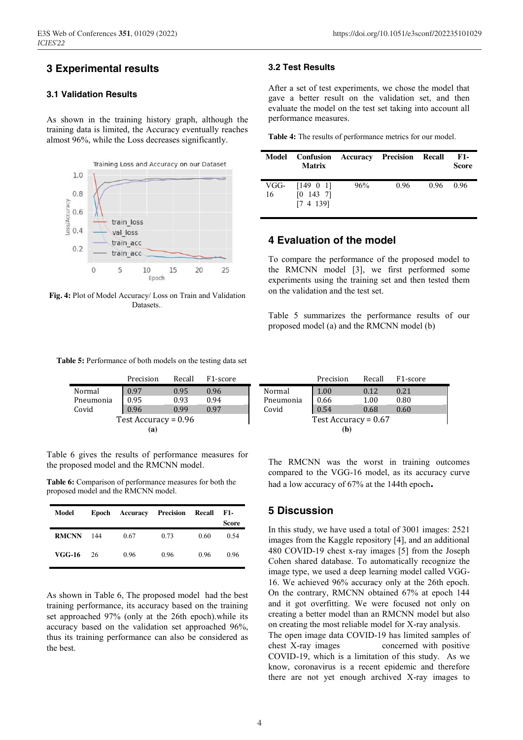# 3 Experimental results

### 3.1 Validation Results

As shown in the training history graph, although the training data is limited, the Accuracy eventually reaches almost 96%, while the Loss decreases significantly.

**Fig. 4:** Plot of Model Accuracy/ Loss on Train and Validation Datasets..

### 3.2 Test Results

After a set of test experiments, we chose the model that gave a better result on the validation set, and then evaluate the model on the test set taking into account all performance measures.

**Table 4:** The results of performance metrics for our model.

| Model | Confusion Matrix | Accuracy | Precision | Recall | F1-Score |
|---|---|---|---|---|---|
| VGG-16 | [149 0 1] [0 143 7] [7 4 139] | 96% | 0.96 | 0.96 | 0.96 |

# 4 Evaluation of the model

To compare the performance of the proposed model to the RMCNN model [3], we first performed some experiments using the training set and then tested them on the validation and the test set.

Table 5 summarizes the performance results of our proposed model (a) and the RMCNN model (b)

**Table 5:** Performance of both models on the testing data set

(a)

| | Precision | Recall | F1-score |
|---|---|---|---|
| Normal | 0.97 | 0.95 | 0.96 |
| Pneumonia | 0.95 | 0.93 | 0.94 |
| Covid | 0.96 | 0.99 | 0.97 |
| Test Accuracy = 0.96 | | | |

(b)

| | Precision | Recall | F1-score |
|---|---|---|---|
| Normal | 1.00 | 0.12 | 0.21 |
| Pneumonia | 0.66 | 1.00 | 0.80 |
| Covid | 0.54 | 0.68 | 0.60 |
| Test Accuracy = 0.67 | | | |

Table 6 gives the results of performance measures for the proposed model and the RMCNN model.

**Table 6:** Comparison of performance measures for both the proposed model and the RMCNN model.

| Model | Epoch | Accuracy | Precision | Recall | F1-Score |
|---|---|---|---|---|---|
| **RMCNN** | 144 | 0.67 | 0.73 | 0.60 | 0.54 |
| **VGG-16** | 26 | 0.96 | 0.96 | 0.96 | 0.96 |

As shown in Table 6, The proposed model had the best training performance, its accuracy based on the training set approached 97% (only at the 26th epoch).while its accuracy based on the validation set approached 96%, thus its training performance can also be considered as the best.

The RMCNN was the worst in training outcomes compared to the VGG-16 model, as its accuracy curve had a low accuracy of 67% at the 144th epoch**.**

# 5 Discussion

In this study, we have used a total of 3001 images: 2521 images from the Kaggle repository [4], and an additional 480 COVID-19 chest x-ray images [5] from the Joseph Cohen shared database. To automatically recognize the image type, we used a deep learning model called VGG-16. We achieved 96% accuracy only at the 26th epoch. On the contrary, RMCNN obtained 67% at epoch 144 and it got overfitting. We were focused not only on creating a better model than an RMCNN model but also on creating the most reliable model for X-ray analysis.
The open image data COVID-19 has limited samples of chest X-ray images concerned with positive COVID-19, which is a limitation of this study. As we know, coronavirus is a recent epidemic and therefore there are not yet enough archived X-ray images to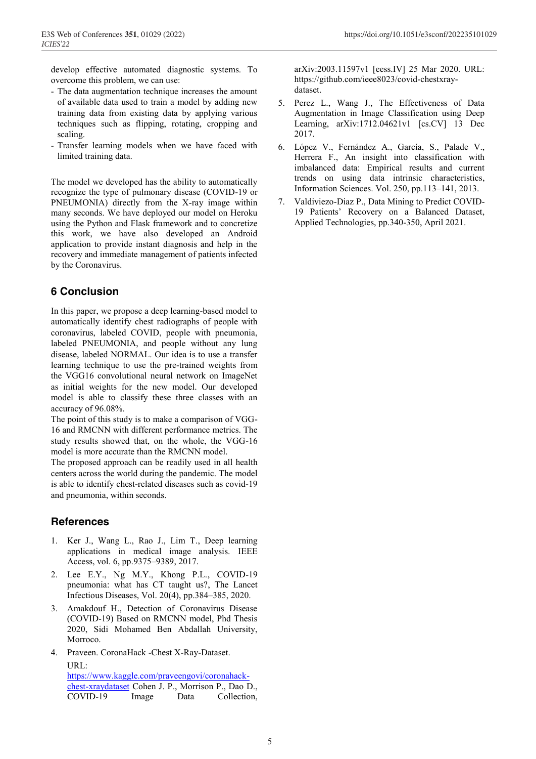develop effective automated diagnostic systems. To overcome this problem, we can use:

- The data augmentation technique increases the amount of available data used to train a model by adding new training data from existing data by applying various techniques such as flipping, rotating, cropping and scaling.
- Transfer learning models when we have faced with limited training data.

The model we developed has the ability to automatically recognize the type of pulmonary disease (COVID-19 or PNEUMONIA) directly from the X-ray image within many seconds. We have deployed our model on Heroku using the Python and Flask framework and to concretize this work, we have also developed an Android application to provide instant diagnosis and help in the recovery and immediate management of patients infected by the Coronavirus.

## 6 Conclusion

In this paper, we propose a deep learning-based model to automatically identify chest radiographs of people with coronavirus, labeled COVID, people with pneumonia, labeled PNEUMONIA, and people without any lung disease, labeled NORMAL. Our idea is to use a transfer learning technique to use the pre-trained weights from the VGG16 convolutional neural network on ImageNet as initial weights for the new model. Our developed model is able to classify these three classes with an accuracy of 96.08%.

The point of this study is to make a comparison of VGG-16 and RMCNN with different performance metrics. The study results showed that, on the whole, the VGG-16 model is more accurate than the RMCNN model.

The proposed approach can be readily used in all health centers across the world during the pandemic. The model is able to identify chest-related diseases such as covid-19 and pneumonia, within seconds.

## References

1. Ker J., Wang L., Rao J., Lim T., Deep learning applications in medical image analysis. IEEE Access, vol. 6, pp.9375–9389, 2017.
2. Lee E.Y., Ng M.Y., Khong P.L., COVID-19 pneumonia: what has CT taught us?, The Lancet Infectious Diseases, Vol. 20(4), pp.384–385, 2020.
3. Amakdouf H., Detection of Coronavirus Disease (COVID-19) Based on RMCNN model, Phd Thesis 2020, Sidi Mohamed Ben Abdallah University, Morroco.
4. Praveen. CoronaHack -Chest X-Ray-Dataset. URL: https://www.kaggle.com/praveengovi/coronahack-chest-xraydataset Cohen J. P., Morrison P., Dao D., COVID-19 Image Data Collection, arXiv:2003.11597v1 [eess.IV] 25 Mar 2020. URL: https://github.com/ieee8023/covid-chestxray-dataset.
5. Perez L., Wang J., The Effectiveness of Data Augmentation in Image Classification using Deep Learning, arXiv:1712.04621v1 [cs.CV] 13 Dec 2017.
6. López V., Fernández A., García, S., Palade V., Herrera F., An insight into classification with imbalanced data: Empirical results and current trends on using data intrinsic characteristics, Information Sciences. Vol. 250, pp.113–141, 2013.
7. Valdiviezo-Diaz P., Data Mining to Predict COVID-19 Patients' Recovery on a Balanced Dataset, Applied Technologies, pp.340-350, April 2021.